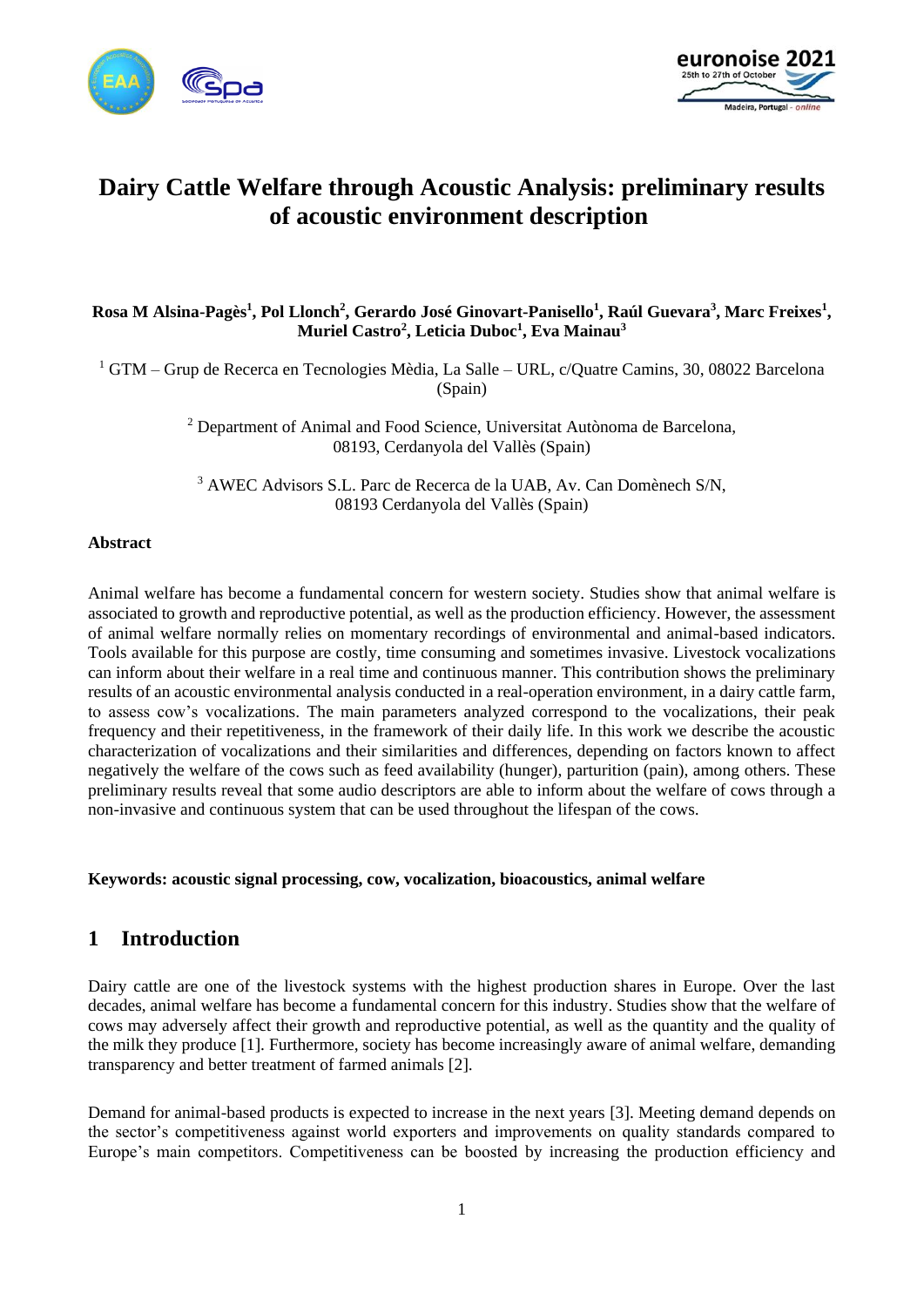# Dairy Cattle Welfare through Acoustic Analysis: preliminary results of acoustic environment description

**Rosa M Alsina-Pagès[1], Pol Llonch[2], Gerardo José Ginovart-Panisello[1], Raúl Guevara[3], Marc Freixes[1], Muriel Castro[2], Leticia Duboc[1], Eva Mainau[3]**

[1] GTM – Grup de Recerca en Tecnologies Mèdia, La Salle – URL, c/Quatre Camins, 30, 08022 Barcelona (Spain)

[2] Department of Animal and Food Science, Universitat Autònoma de Barcelona, 08193, Cerdanyola del Vallès (Spain)

[3] AWEC Advisors S.L. Parc de Recerca de la UAB, Av. Can Domènech S/N, 08193 Cerdanyola del Vallès (Spain)

## Abstract

Animal welfare has become a fundamental concern for western society. Studies show that animal welfare is associated to growth and reproductive potential, as well as the production efficiency. However, the assessment of animal welfare normally relies on momentary recordings of environmental and animal-based indicators. Tools available for this purpose are costly, time consuming and sometimes invasive. Livestock vocalizations can inform about their welfare in a real time and continuous manner. This contribution shows the preliminary results of an acoustic environmental analysis conducted in a real-operation environment, in a dairy cattle farm, to assess cow's vocalizations. The main parameters analyzed correspond to the vocalizations, their peak frequency and their repetitiveness, in the framework of their daily life. In this work we describe the acoustic characterization of vocalizations and their similarities and differences, depending on factors known to affect negatively the welfare of the cows such as feed availability (hunger), parturition (pain), among others. These preliminary results reveal that some audio descriptors are able to inform about the welfare of cows through a non-invasive and continuous system that can be used throughout the lifespan of the cows.

**Keywords: acoustic signal processing, cow, vocalization, bioacoustics, animal welfare**

## 1 Introduction

Dairy cattle are one of the livestock systems with the highest production shares in Europe. Over the last decades, animal welfare has become a fundamental concern for this industry. Studies show that the welfare of cows may adversely affect their growth and reproductive potential, as well as the quantity and the quality of the milk they produce [1]. Furthermore, society has become increasingly aware of animal welfare, demanding transparency and better treatment of farmed animals [2].

Demand for animal-based products is expected to increase in the next years [3]. Meeting demand depends on the sector's competitiveness against world exporters and improvements on quality standards compared to Europe's main competitors. Competitiveness can be boosted by increasing the production efficiency and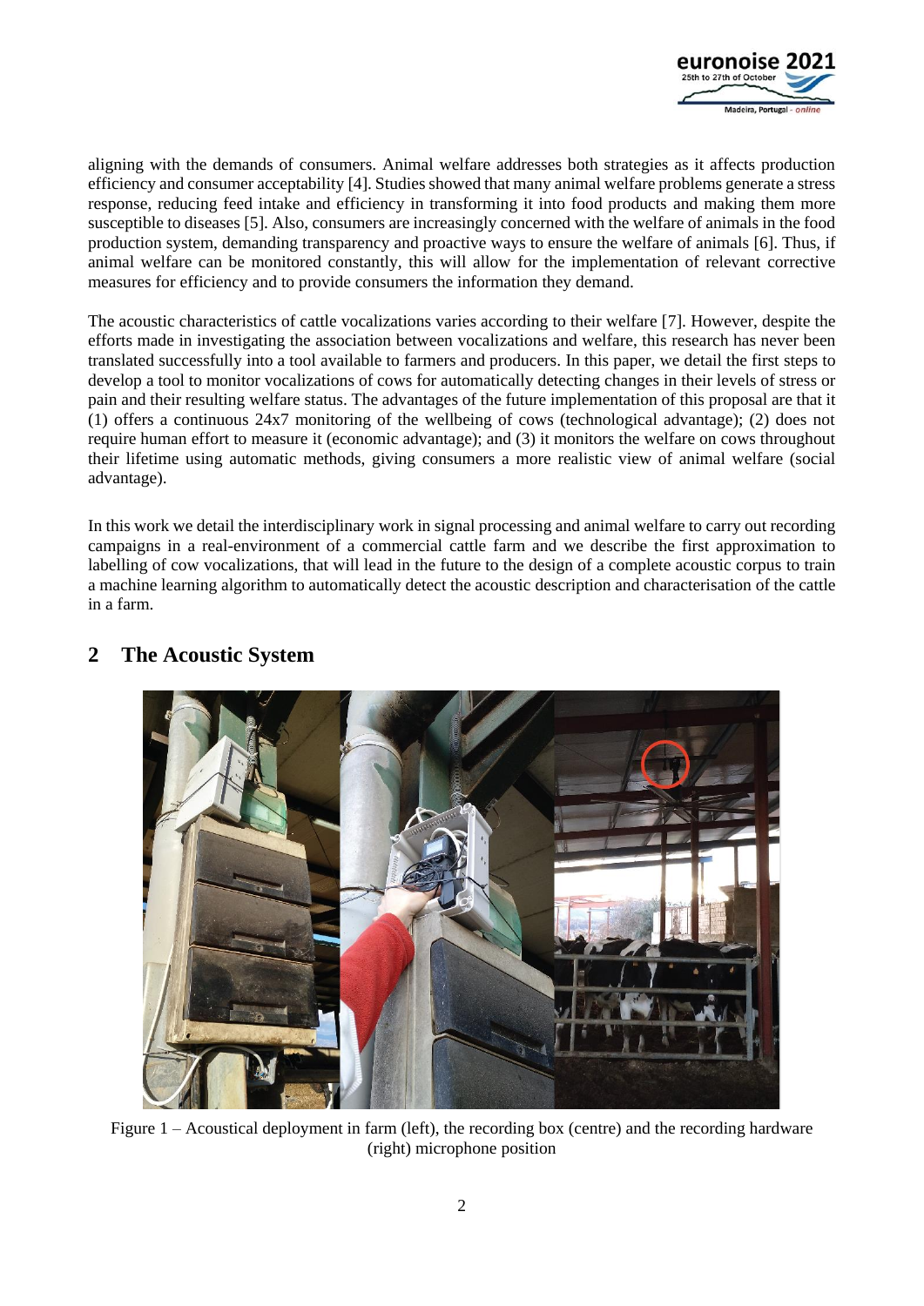aligning with the demands of consumers. Animal welfare addresses both strategies as it affects production efficiency and consumer acceptability [4]. Studies showed that many animal welfare problems generate a stress response, reducing feed intake and efficiency in transforming it into food products and making them more susceptible to diseases [5]. Also, consumers are increasingly concerned with the welfare of animals in the food production system, demanding transparency and proactive ways to ensure the welfare of animals [6]. Thus, if animal welfare can be monitored constantly, this will allow for the implementation of relevant corrective measures for efficiency and to provide consumers the information they demand.

The acoustic characteristics of cattle vocalizations varies according to their welfare [7]. However, despite the efforts made in investigating the association between vocalizations and welfare, this research has never been translated successfully into a tool available to farmers and producers. In this paper, we detail the first steps to develop a tool to monitor vocalizations of cows for automatically detecting changes in their levels of stress or pain and their resulting welfare status. The advantages of the future implementation of this proposal are that it (1) offers a continuous 24x7 monitoring of the wellbeing of cows (technological advantage); (2) does not require human effort to measure it (economic advantage); and (3) it monitors the welfare on cows throughout their lifetime using automatic methods, giving consumers a more realistic view of animal welfare (social advantage).

In this work we detail the interdisciplinary work in signal processing and animal welfare to carry out recording campaigns in a real-environment of a commercial cattle farm and we describe the first approximation to labelling of cow vocalizations, that will lead in the future to the design of a complete acoustic corpus to train a machine learning algorithm to automatically detect the acoustic description and characterisation of the cattle in a farm.

## 2 The Acoustic System

Figure 1 – Acoustical deployment in farm (left), the recording box (centre) and the recording hardware (right) microphone position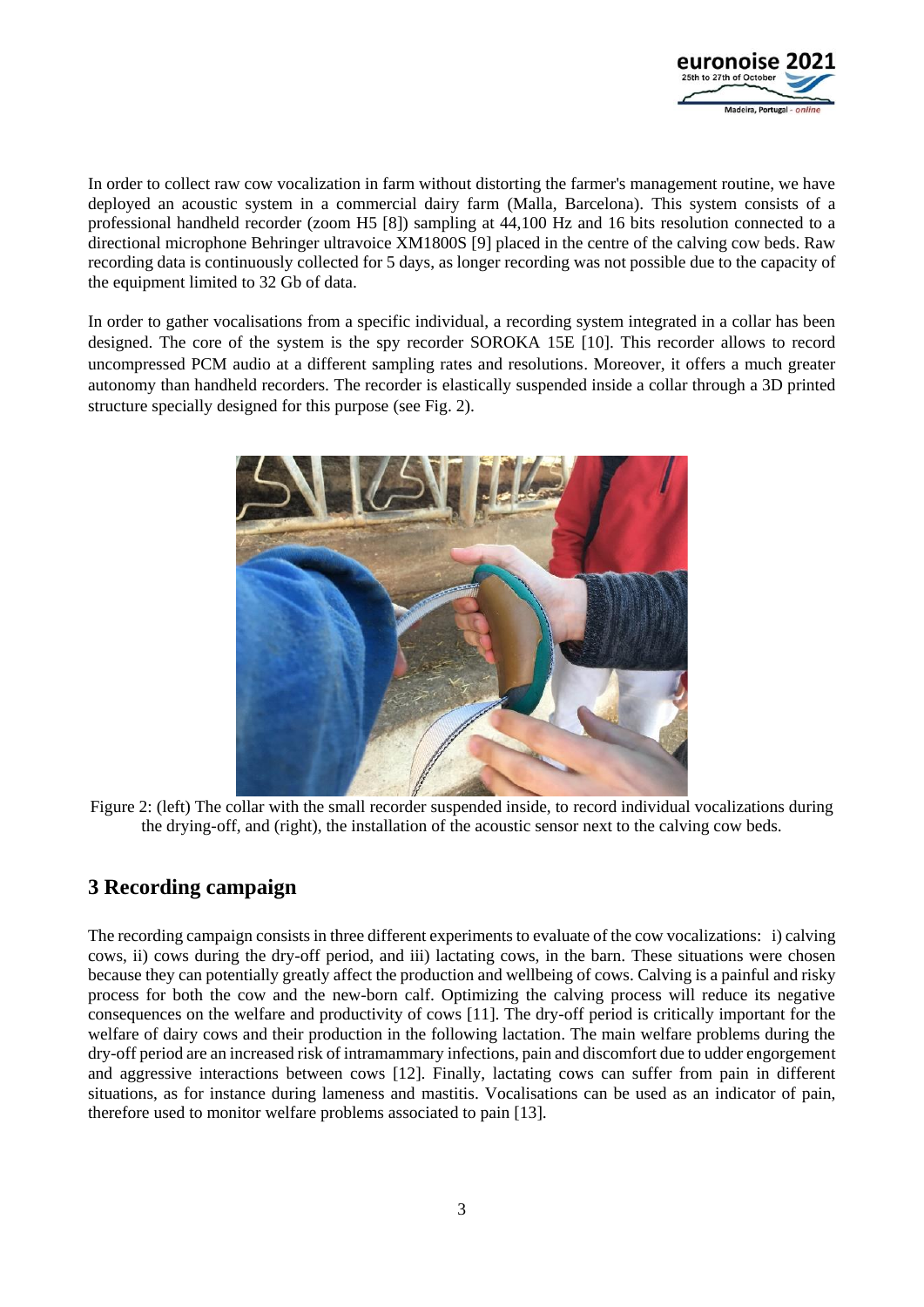In order to collect raw cow vocalization in farm without distorting the farmer's management routine, we have deployed an acoustic system in a commercial dairy farm (Malla, Barcelona). This system consists of a professional handheld recorder (zoom H5 [8]) sampling at 44,100 Hz and 16 bits resolution connected to a directional microphone Behringer ultravoice XM1800S [9] placed in the centre of the calving cow beds. Raw recording data is continuously collected for 5 days, as longer recording was not possible due to the capacity of the equipment limited to 32 Gb of data.

In order to gather vocalisations from a specific individual, a recording system integrated in a collar has been designed. The core of the system is the spy recorder SOROKA 15E [10]. This recorder allows to record uncompressed PCM audio at a different sampling rates and resolutions. Moreover, it offers a much greater autonomy than handheld recorders. The recorder is elastically suspended inside a collar through a 3D printed structure specially designed for this purpose (see Fig. 2).

Figure 2: (left) The collar with the small recorder suspended inside, to record individual vocalizations during the drying-off, and (right), the installation of the acoustic sensor next to the calving cow beds.

## 3 Recording campaign

The recording campaign consists in three different experiments to evaluate of the cow vocalizations: i) calving cows, ii) cows during the dry-off period, and iii) lactating cows, in the barn. These situations were chosen because they can potentially greatly affect the production and wellbeing of cows. Calving is a painful and risky process for both the cow and the new-born calf. Optimizing the calving process will reduce its negative consequences on the welfare and productivity of cows [11]. The dry-off period is critically important for the welfare of dairy cows and their production in the following lactation. The main welfare problems during the dry-off period are an increased risk of intramammary infections, pain and discomfort due to udder engorgement and aggressive interactions between cows [12]. Finally, lactating cows can suffer from pain in different situations, as for instance during lameness and mastitis. Vocalisations can be used as an indicator of pain, therefore used to monitor welfare problems associated to pain [13].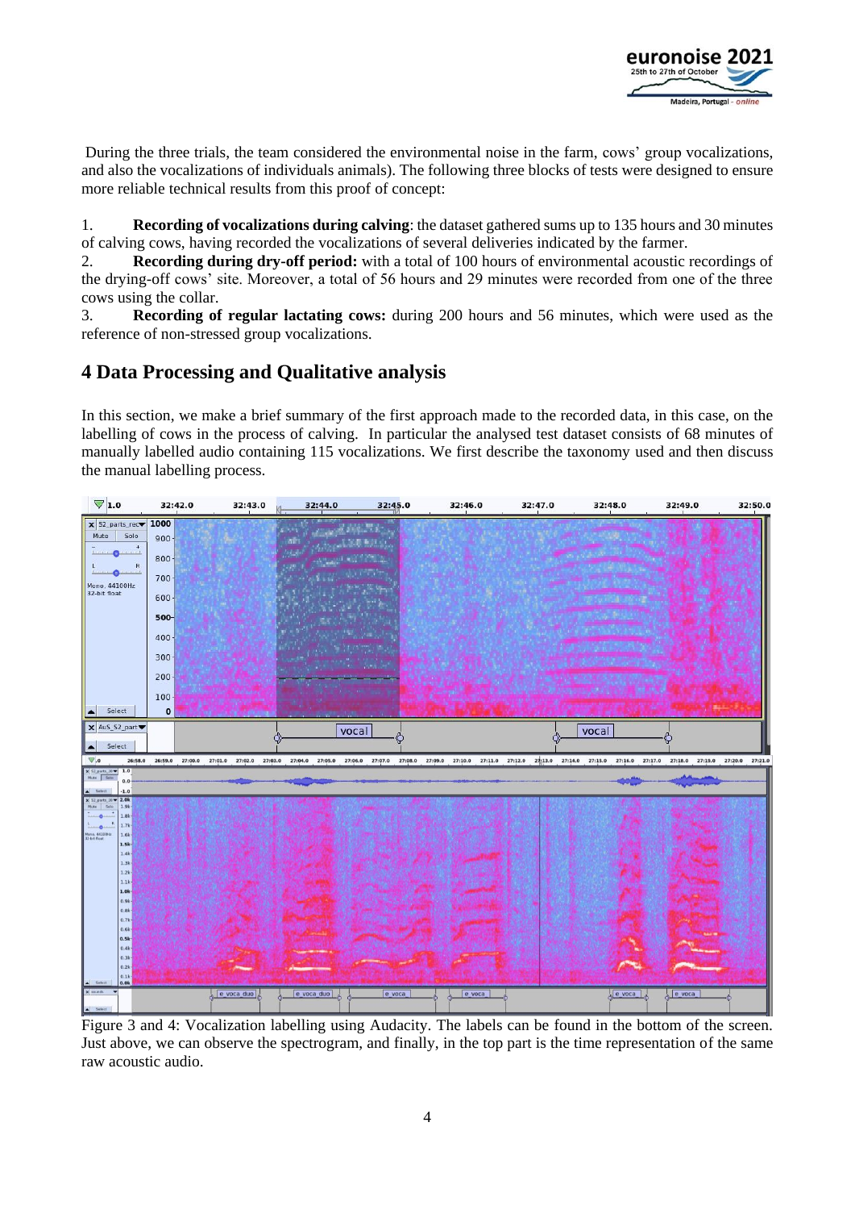During the three trials, the team considered the environmental noise in the farm, cows' group vocalizations, and also the vocalizations of individuals animals). The following three blocks of tests were designed to ensure more reliable technical results from this proof of concept:

1. **Recording of vocalizations during calving**: the dataset gathered sums up to 135 hours and 30 minutes of calving cows, having recorded the vocalizations of several deliveries indicated by the farmer.
2. **Recording during dry-off period:** with a total of 100 hours of environmental acoustic recordings of the drying-off cows' site. Moreover, a total of 56 hours and 29 minutes were recorded from one of the three cows using the collar.
3. **Recording of regular lactating cows:** during 200 hours and 56 minutes, which were used as the reference of non-stressed group vocalizations.

## 4 Data Processing and Qualitative analysis

In this section, we make a brief summary of the first approach made to the recorded data, in this case, on the labelling of cows in the process of calving. In particular the analysed test dataset consists of 68 minutes of manually labelled audio containing 115 vocalizations. We first describe the taxonomy used and then discuss the manual labelling process.

Figure 3 and 4: Vocalization labelling using Audacity. The labels can be found in the bottom of the screen. Just above, we can observe the spectrogram, and finally, in the top part is the time representation of the same raw acoustic audio.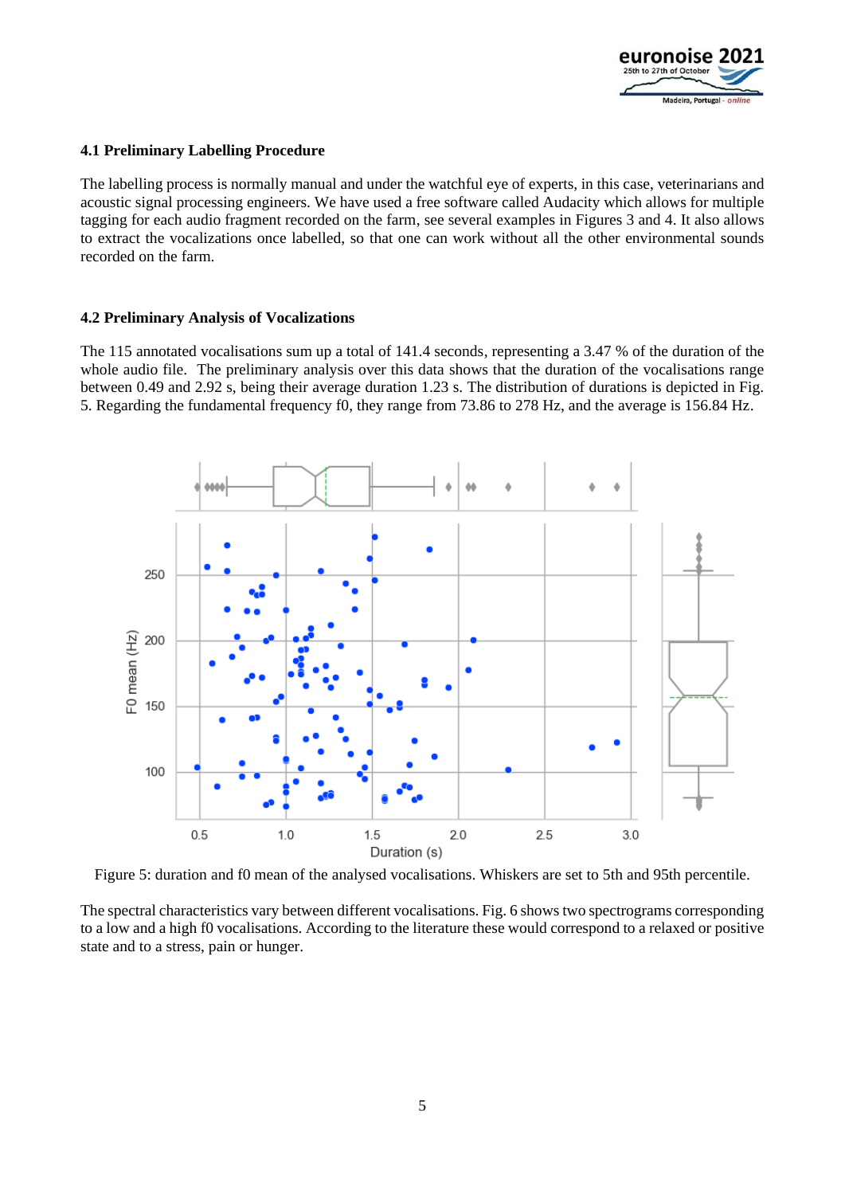### 4.1 Preliminary Labelling Procedure

The labelling process is normally manual and under the watchful eye of experts, in this case, veterinarians and acoustic signal processing engineers. We have used a free software called Audacity which allows for multiple tagging for each audio fragment recorded on the farm, see several examples in Figures 3 and 4. It also allows to extract the vocalizations once labelled, so that one can work without all the other environmental sounds recorded on the farm.

### 4.2 Preliminary Analysis of Vocalizations

The 115 annotated vocalisations sum up a total of 141.4 seconds, representing a 3.47 % of the duration of the whole audio file. The preliminary analysis over this data shows that the duration of the vocalisations range between 0.49 and 2.92 s, being their average duration 1.23 s. The distribution of durations is depicted in Fig. 5. Regarding the fundamental frequency f0, they range from 73.86 to 278 Hz, and the average is 156.84 Hz.

Figure 5: duration and f0 mean of the analysed vocalisations. Whiskers are set to 5th and 95th percentile.

The spectral characteristics vary between different vocalisations. Fig. 6 shows two spectrograms corresponding to a low and a high f0 vocalisations. According to the literature these would correspond to a relaxed or positive state and to a stress, pain or hunger.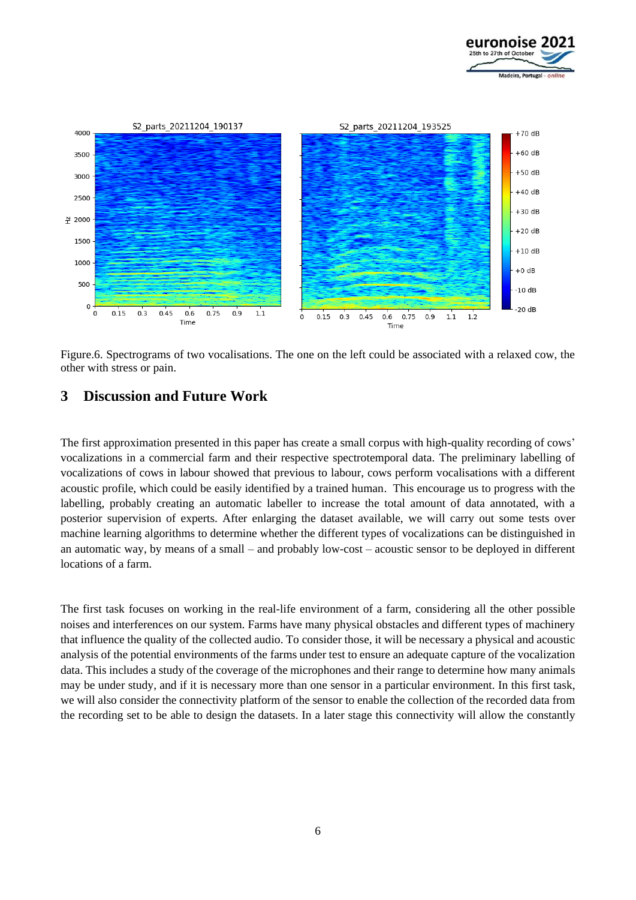Figure.6. Spectrograms of two vocalisations. The one on the left could be associated with a relaxed cow, the other with stress or pain.

## 3 Discussion and Future Work

The first approximation presented in this paper has create a small corpus with high-quality recording of cows' vocalizations in a commercial farm and their respective spectrotemporal data. The preliminary labelling of vocalizations of cows in labour showed that previous to labour, cows perform vocalisations with a different acoustic profile, which could be easily identified by a trained human. This encourage us to progress with the labelling, probably creating an automatic labeller to increase the total amount of data annotated, with a posterior supervision of experts. After enlarging the dataset available, we will carry out some tests over machine learning algorithms to determine whether the different types of vocalizations can be distinguished in an automatic way, by means of a small – and probably low-cost – acoustic sensor to be deployed in different locations of a farm.

The first task focuses on working in the real-life environment of a farm, considering all the other possible noises and interferences on our system. Farms have many physical obstacles and different types of machinery that influence the quality of the collected audio. To consider those, it will be necessary a physical and acoustic analysis of the potential environments of the farms under test to ensure an adequate capture of the vocalization data. This includes a study of the coverage of the microphones and their range to determine how many animals may be under study, and if it is necessary more than one sensor in a particular environment. In this first task, we will also consider the connectivity platform of the sensor to enable the collection of the recorded data from the recording set to be able to design the datasets. In a later stage this connectivity will allow the constantly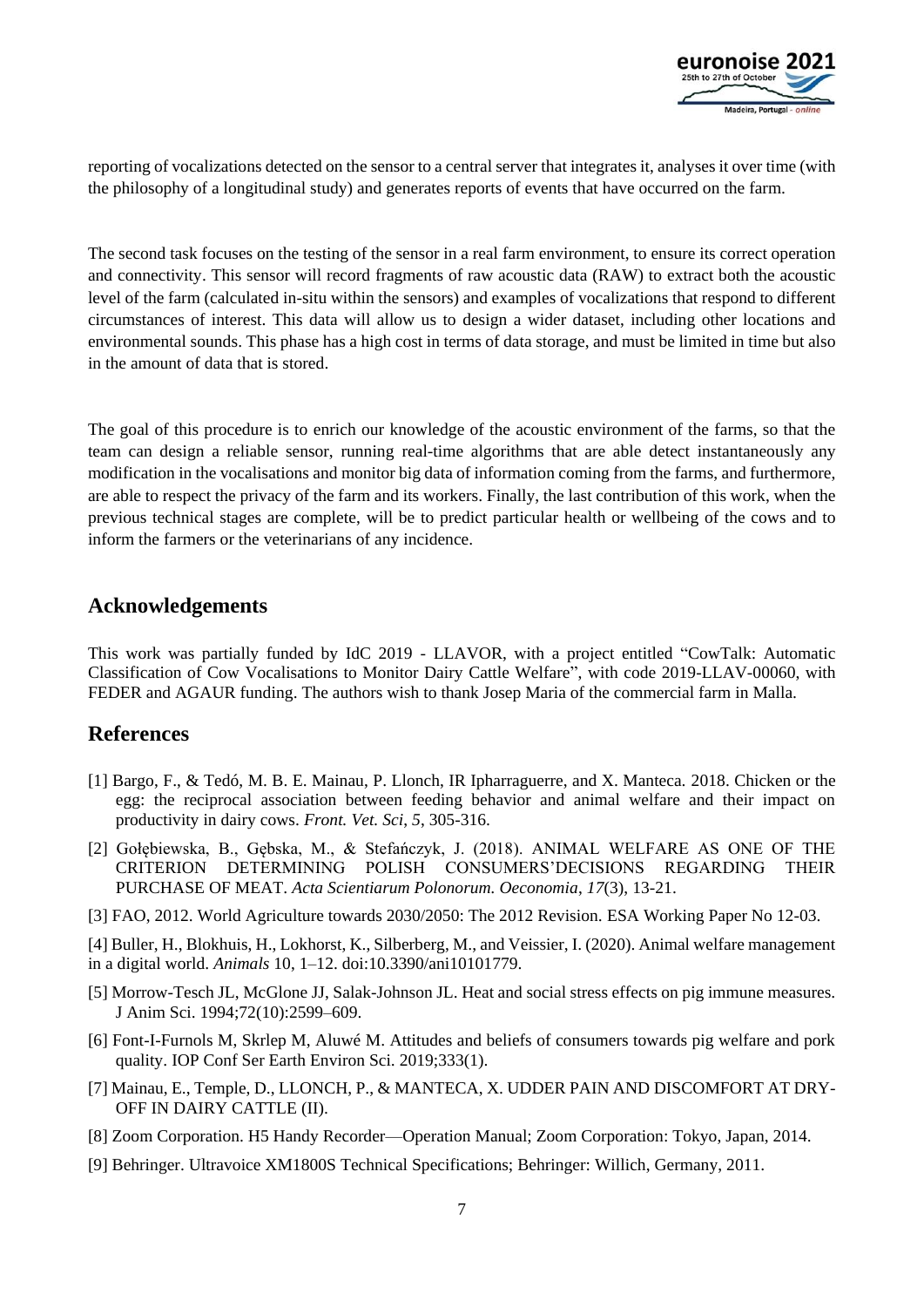reporting of vocalizations detected on the sensor to a central server that integrates it, analyses it over time (with the philosophy of a longitudinal study) and generates reports of events that have occurred on the farm.

The second task focuses on the testing of the sensor in a real farm environment, to ensure its correct operation and connectivity. This sensor will record fragments of raw acoustic data (RAW) to extract both the acoustic level of the farm (calculated in-situ within the sensors) and examples of vocalizations that respond to different circumstances of interest. This data will allow us to design a wider dataset, including other locations and environmental sounds. This phase has a high cost in terms of data storage, and must be limited in time but also in the amount of data that is stored.

The goal of this procedure is to enrich our knowledge of the acoustic environment of the farms, so that the team can design a reliable sensor, running real-time algorithms that are able detect instantaneously any modification in the vocalisations and monitor big data of information coming from the farms, and furthermore, are able to respect the privacy of the farm and its workers. Finally, the last contribution of this work, when the previous technical stages are complete, will be to predict particular health or wellbeing of the cows and to inform the farmers or the veterinarians of any incidence.

## Acknowledgements

This work was partially funded by IdC 2019 - LLAVOR, with a project entitled "CowTalk: Automatic Classification of Cow Vocalisations to Monitor Dairy Cattle Welfare", with code 2019-LLAV-00060, with FEDER and AGAUR funding. The authors wish to thank Josep Maria of the commercial farm in Malla.

## References

[1] Bargo, F., & Tedó, M. B. E. Mainau, P. Llonch, IR Ipharraguerre, and X. Manteca. 2018. Chicken or the egg: the reciprocal association between feeding behavior and animal welfare and their impact on productivity in dairy cows. *Front. Vet. Sci*, *5*, 305-316.

[2] Gołębiewska, B., Gębska, M., & Stefańczyk, J. (2018). ANIMAL WELFARE AS ONE OF THE CRITERION DETERMINING POLISH CONSUMERS'DECISIONS REGARDING THEIR PURCHASE OF MEAT. *Acta Scientiarum Polonorum. Oeconomia*, *17*(3), 13-21.

[3] FAO, 2012. World Agriculture towards 2030/2050: The 2012 Revision. ESA Working Paper No 12-03.

[4] Buller, H., Blokhuis, H., Lokhorst, K., Silberberg, M., and Veissier, I. (2020). Animal welfare management in a digital world. *Animals* 10, 1–12. doi:10.3390/ani10101779.

[5] Morrow-Tesch JL, McGlone JJ, Salak-Johnson JL. Heat and social stress effects on pig immune measures. J Anim Sci. 1994;72(10):2599–609.

[6] Font-I-Furnols M, Skrlep M, Aluwé M. Attitudes and beliefs of consumers towards pig welfare and pork quality. IOP Conf Ser Earth Environ Sci. 2019;333(1).

[7] Mainau, E., Temple, D., LLONCH, P., & MANTECA, X. UDDER PAIN AND DISCOMFORT AT DRY-OFF IN DAIRY CATTLE (II).

[8] Zoom Corporation. H5 Handy Recorder—Operation Manual; Zoom Corporation: Tokyo, Japan, 2014.

[9] Behringer. Ultravoice XM1800S Technical Specifications; Behringer: Willich, Germany, 2011.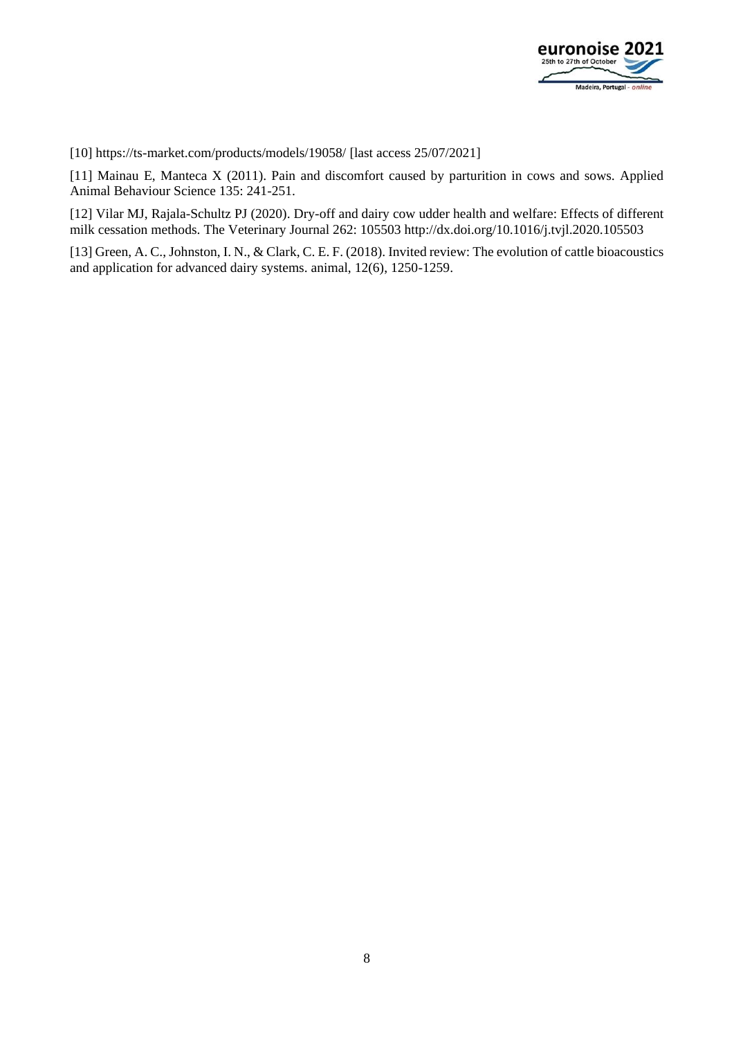[10] https://ts-market.com/products/models/19058/ [last access 25/07/2021]

[11] Mainau E, Manteca X (2011). Pain and discomfort caused by parturition in cows and sows. Applied Animal Behaviour Science 135: 241-251.

[12] Vilar MJ, Rajala-Schultz PJ (2020). Dry-off and dairy cow udder health and welfare: Effects of different milk cessation methods. The Veterinary Journal 262: 105503 http://dx.doi.org/10.1016/j.tvjl.2020.105503

[13] Green, A. C., Johnston, I. N., & Clark, C. E. F. (2018). Invited review: The evolution of cattle bioacoustics and application for advanced dairy systems. animal, 12(6), 1250-1259.